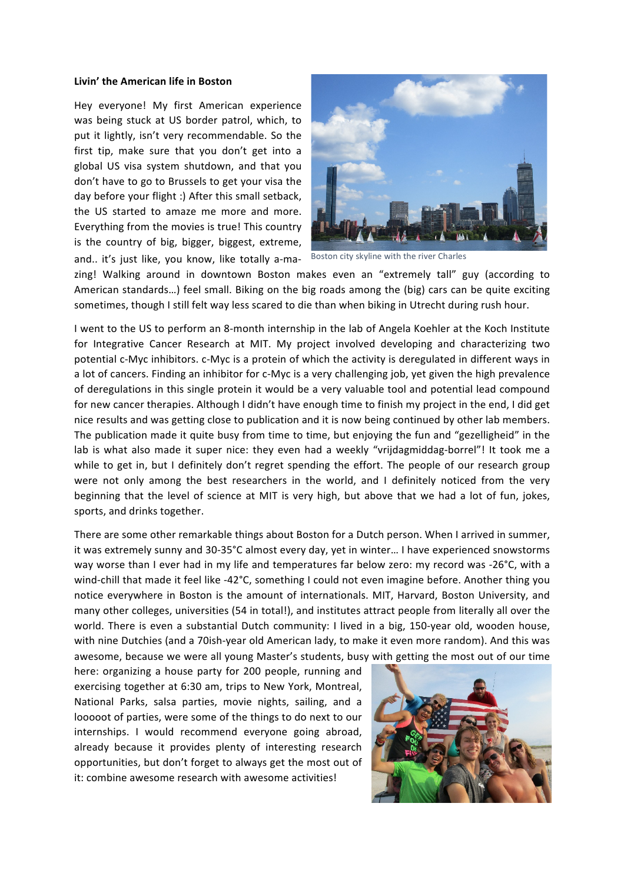**Livin' the American life in Boston**

Hey everyone! My first American experience was being stuck at US border patrol, which, to put it lightly, isn't very recommendable. So the first tip, make sure that you don't get into a global US visa system shutdown, and that you don't have to go to Brussels to get your visa the day before your flight :) After this small setback, the US started to amaze me more and more. Everything from the movies is true! This country is the country of big, bigger, biggest, extreme, and.. it's just like, you know, like totally a-ma-zing! Walking around in downtown Boston makes even an "extremely tall" guy (according to American standards…) feel small. Biking on the big roads among the (big) cars can be quite exciting sometimes, though I still felt way less scared to die than when biking in Utrecht during rush hour.

Boston city skyline with the river Charles

I went to the US to perform an 8-month internship in the lab of Angela Koehler at the Koch Institute for Integrative Cancer Research at MIT. My project involved developing and characterizing two potential c-Myc inhibitors. c-Myc is a protein of which the activity is deregulated in different ways in a lot of cancers. Finding an inhibitor for c-Myc is a very challenging job, yet given the high prevalence of deregulations in this single protein it would be a very valuable tool and potential lead compound for new cancer therapies. Although I didn't have enough time to finish my project in the end, I did get nice results and was getting close to publication and it is now being continued by other lab members. The publication made it quite busy from time to time, but enjoying the fun and "gezelligheid" in the lab is what also made it super nice: they even had a weekly "vrijdagmiddag-borrel"! It took me a while to get in, but I definitely don't regret spending the effort. The people of our research group were not only among the best researchers in the world, and I definitely noticed from the very beginning that the level of science at MIT is very high, but above that we had a lot of fun, jokes, sports, and drinks together.

There are some other remarkable things about Boston for a Dutch person. When I arrived in summer, it was extremely sunny and 30-35°C almost every day, yet in winter… I have experienced snowstorms way worse than I ever had in my life and temperatures far below zero: my record was -26°C, with a wind-chill that made it feel like -42°C, something I could not even imagine before. Another thing you notice everywhere in Boston is the amount of internationals. MIT, Harvard, Boston University, and many other colleges, universities (54 in total!), and institutes attract people from literally all over the world. There is even a substantial Dutch community: I lived in a big, 150-year old, wooden house, with nine Dutchies (and a 70ish-year old American lady, to make it even more random). And this was awesome, because we were all young Master's students, busy with getting the most out of our time here: organizing a house party for 200 people, running and exercising together at 6:30 am, trips to New York, Montreal, National Parks, salsa parties, movie nights, sailing, and a looooot of parties, were some of the things to do next to our internships. I would recommend everyone going abroad, already because it provides plenty of interesting research opportunities, but don't forget to always get the most out of it: combine awesome research with awesome activities!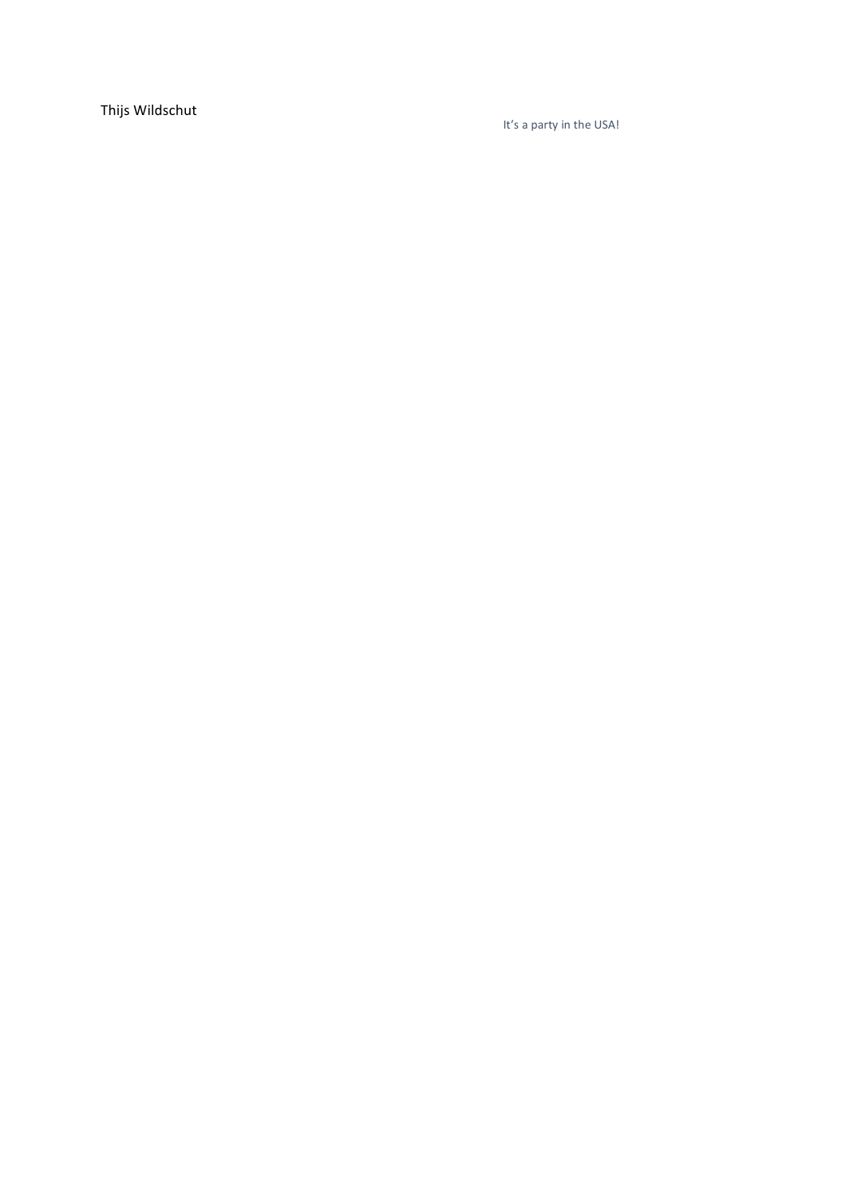Thijs Wildschut

It's a party in the USA!